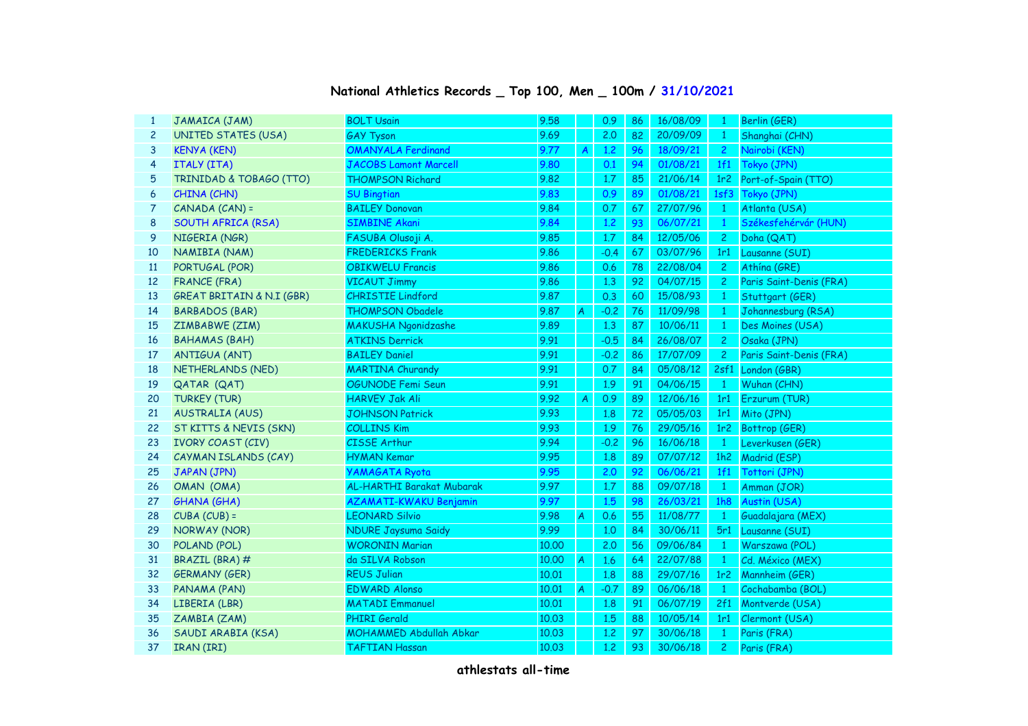# National Athletics Records _ Top 100, Men _ 100m / 31/10/2021

| | | | | | | | | | |
|---|---|---|---|---|---|---|---|---|---|
| 1 | JAMAICA (JAM) | BOLT Usain | 9.58 | | 0.9 | 86 | 16/08/09 | 1 | Berlin (GER) |
| 2 | UNITED STATES (USA) | GAY Tyson | 9.69 | | 2.0 | 82 | 20/09/09 | 1 | Shanghai (CHN) |
| 3 | KENYA (KEN) | OMANYALA Ferdinand | 9.77 | A | 1.2 | 96 | 18/09/21 | 2 | Nairobi (KEN) |
| 4 | ITALY (ITA) | JACOBS Lamont Marcell | 9.80 | | 0.1 | 94 | 01/08/21 | 1f1 | Tokyo (JPN) |
| 5 | TRINIDAD & TOBAGO (TTO) | THOMPSON Richard | 9.82 | | 1.7 | 85 | 21/06/14 | 1r2 | Port-of-Spain (TTO) |
| 6 | CHINA (CHN) | SU Bingtian | 9.83 | | 0.9 | 89 | 01/08/21 | 1sf3 | Tokyo (JPN) |
| 7 | CANADA (CAN) = | BAILEY Donovan | 9.84 | | 0.7 | 67 | 27/07/96 | 1 | Atlanta (USA) |
| 8 | SOUTH AFRICA (RSA) | SIMBINE Akani | 9.84 | | 1.2 | 93 | 06/07/21 | 1 | Székesfehérvár (HUN) |
| 9 | NIGERIA (NGR) | FASUBA Olusoji A. | 9.85 | | 1.7 | 84 | 12/05/06 | 2 | Doha (QAT) |
| 10 | NAMIBIA (NAM) | FREDERICKS Frank | 9.86 | | -0.4 | 67 | 03/07/96 | 1r1 | Lausanne (SUI) |
| 11 | PORTUGAL (POR) | OBIKWELU Francis | 9.86 | | 0.6 | 78 | 22/08/04 | 2 | Athína (GRE) |
| 12 | FRANCE (FRA) | VICAUT Jimmy | 9.86 | | 1.3 | 92 | 04/07/15 | 2 | Paris Saint-Denis (FRA) |
| 13 | GREAT BRITAIN & N.I (GBR) | CHRISTIE Lindford | 9.87 | | 0.3 | 60 | 15/08/93 | 1 | Stuttgart (GER) |
| 14 | BARBADOS (BAR) | THOMPSON Obadele | 9.87 | A | -0.2 | 76 | 11/09/98 | 1 | Johannesburg (RSA) |
| 15 | ZIMBABWE (ZIM) | MAKUSHA Ngonidzashe | 9.89 | | 1.3 | 87 | 10/06/11 | 1 | Des Moines (USA) |
| 16 | BAHAMAS (BAH) | ATKINS Derrick | 9.91 | | -0.5 | 84 | 26/08/07 | 2 | Osaka (JPN) |
| 17 | ANTIGUA (ANT) | BAILEY Daniel | 9.91 | | -0.2 | 86 | 17/07/09 | 2 | Paris Saint-Denis (FRA) |
| 18 | NETHERLANDS (NED) | MARTINA Churandy | 9.91 | | 0.7 | 84 | 05/08/12 | 2sf1 | London (GBR) |
| 19 | QATAR (QAT) | OGUNODE Femi Seun | 9.91 | | 1.9 | 91 | 04/06/15 | 1 | Wuhan (CHN) |
| 20 | TURKEY (TUR) | HARVEY Jak Ali | 9.92 | A | 0.9 | 89 | 12/06/16 | 1r1 | Erzurum (TUR) |
| 21 | AUSTRALIA (AUS) | JOHNSON Patrick | 9.93 | | 1.8 | 72 | 05/05/03 | 1r1 | Mito (JPN) |
| 22 | ST KITTS & NEVIS (SKN) | COLLINS Kim | 9.93 | | 1.9 | 76 | 29/05/16 | 1r2 | Bottrop (GER) |
| 23 | IVORY COAST (CIV) | CISSE Arthur | 9.94 | | -0.2 | 96 | 16/06/18 | 1 | Leverkusen (GER) |
| 24 | CAYMAN ISLANDS (CAY) | HYMAN Kemar | 9.95 | | 1.8 | 89 | 07/07/12 | 1h2 | Madrid (ESP) |
| 25 | JAPAN (JPN) | YAMAGATA Ryota | 9.95 | | 2.0 | 92 | 06/06/21 | 1f1 | Tottori (JPN) |
| 26 | OMAN (OMA) | AL-HARTHI Barakat Mubarak | 9.97 | | 1.7 | 88 | 09/07/18 | 1 | Amman (JOR) |
| 27 | GHANA (GHA) | AZAMATI-KWAKU Benjamin | 9.97 | | 1.5 | 98 | 26/03/21 | 1h8 | Austin (USA) |
| 28 | CUBA (CUB) = | LEONARD Silvio | 9.98 | A | 0.6 | 55 | 11/08/77 | 1 | Guadalajara (MEX) |
| 29 | NORWAY (NOR) | NDURE Jaysuma Saidy | 9.99 | | 1.0 | 84 | 30/06/11 | 5r1 | Lausanne (SUI) |
| 30 | POLAND (POL) | WORONIN Marian | 10.00 | | 2.0 | 56 | 09/06/84 | 1 | Warszawa (POL) |
| 31 | BRAZIL (BRA) # | da SILVA Robson | 10.00 | A | 1.6 | 64 | 22/07/88 | 1 | Cd. México (MEX) |
| 32 | GERMANY (GER) | REUS Julian | 10.01 | | 1.8 | 88 | 29/07/16 | 1r2 | Mannheim (GER) |
| 33 | PANAMA (PAN) | EDWARD Alonso | 10.01 | A | -0.7 | 89 | 06/06/18 | 1 | Cochabamba (BOL) |
| 34 | LIBERIA (LBR) | MATADI Emmanuel | 10.01 | | 1.8 | 91 | 06/07/19 | 2f1 | Montverde (USA) |
| 35 | ZAMBIA (ZAM) | PHIRI Gerald | 10.03 | | 1.5 | 88 | 10/05/14 | 1r1 | Clermont (USA) |
| 36 | SAUDI ARABIA (KSA) | MOHAMMED Abdullah Abkar | 10.03 | | 1.2 | 97 | 30/06/18 | 1 | Paris (FRA) |
| 37 | IRAN (IRI) | TAFTIAN Hassan | 10.03 | | 1.2 | 93 | 30/06/18 | 2 | Paris (FRA) |

athlestats all-time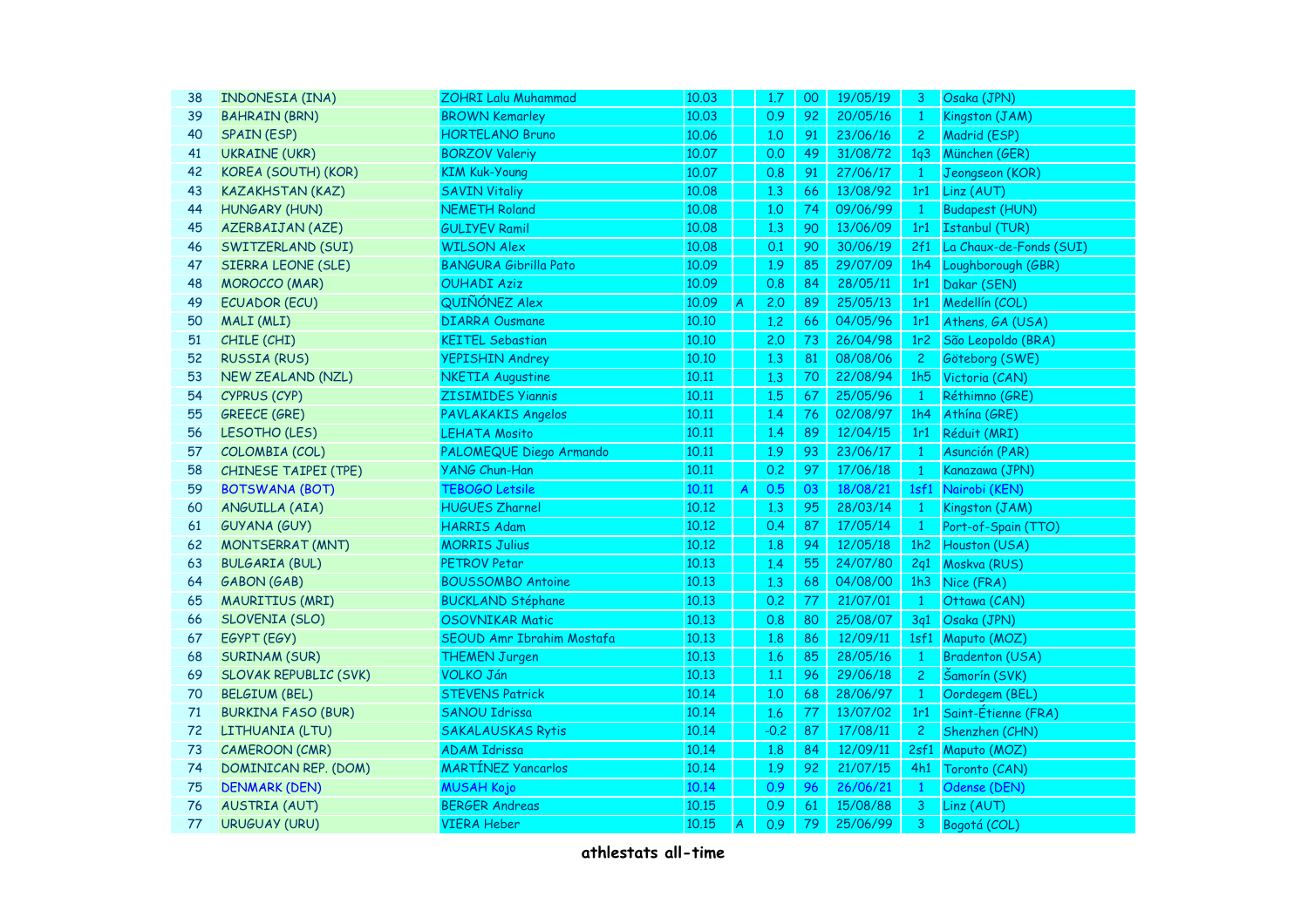| | | | | | | | | | | |
|---|---|---|---|---|---|---|---|---|---|---|
| 38 | INDONESIA (INA) | ZOHRI Lalu Muhammad | 10.03 | | 1.7 | 00 | 19/05/19 | 3 | Osaka (JPN) |
| 39 | BAHRAIN (BRN) | BROWN Kemarley | 10.03 | | 0.9 | 92 | 20/05/16 | 1 | Kingston (JAM) |
| 40 | SPAIN (ESP) | HORTELANO Bruno | 10.06 | | 1.0 | 91 | 23/06/16 | 2 | Madrid (ESP) |
| 41 | UKRAINE (UKR) | BORZOV Valeriy | 10.07 | | 0.0 | 49 | 31/08/72 | 1q3 | München (GER) |
| 42 | KOREA (SOUTH) (KOR) | KIM Kuk-Young | 10.07 | | 0.8 | 91 | 27/06/17 | 1 | Jeongseon (KOR) |
| 43 | KAZAKHSTAN (KAZ) | SAVIN Vitaliy | 10.08 | | 1.3 | 66 | 13/08/92 | 1r1 | Linz (AUT) |
| 44 | HUNGARY (HUN) | NEMETH Roland | 10.08 | | 1.0 | 74 | 09/06/99 | 1 | Budapest (HUN) |
| 45 | AZERBAIJAN (AZE) | GULIYEV Ramil | 10.08 | | 1.3 | 90 | 13/06/09 | 1r1 | Istanbul (TUR) |
| 46 | SWITZERLAND (SUI) | WILSON Alex | 10.08 | | 0.1 | 90 | 30/06/19 | 2f1 | La Chaux-de-Fonds (SUI) |
| 47 | SIERRA LEONE (SLE) | BANGURA Gibrilla Pato | 10.09 | | 1.9 | 85 | 29/07/09 | 1h4 | Loughborough (GBR) |
| 48 | MOROCCO (MAR) | OUHADI Aziz | 10.09 | | 0.8 | 84 | 28/05/11 | 1r1 | Dakar (SEN) |
| 49 | ECUADOR (ECU) | QUIÑÓNEZ Alex | 10.09 | A | 2.0 | 89 | 25/05/13 | 1r1 | Medellín (COL) |
| 50 | MALI (MLI) | DIARRA Ousmane | 10.10 | | 1.2 | 66 | 04/05/96 | 1r1 | Athens, GA (USA) |
| 51 | CHILE (CHI) | KEITEL Sebastian | 10.10 | | 2.0 | 73 | 26/04/98 | 1r2 | São Leopoldo (BRA) |
| 52 | RUSSIA (RUS) | YEPISHIN Andrey | 10.10 | | 1.3 | 81 | 08/08/06 | 2 | Göteborg (SWE) |
| 53 | NEW ZEALAND (NZL) | NKETIA Augustine | 10.11 | | 1.3 | 70 | 22/08/94 | 1h5 | Victoria (CAN) |
| 54 | CYPRUS (CYP) | ZISIMIDES Yiannis | 10.11 | | 1.5 | 67 | 25/05/96 | 1 | Réthimno (GRE) |
| 55 | GREECE (GRE) | PAVLAKAKIS Angelos | 10.11 | | 1.4 | 76 | 02/08/97 | 1h4 | Athína (GRE) |
| 56 | LESOTHO (LES) | LEHATA Mosito | 10.11 | | 1.4 | 89 | 12/04/15 | 1r1 | Réduit (MRI) |
| 57 | COLOMBIA (COL) | PALOMEQUE Diego Armando | 10.11 | | 1.9 | 93 | 23/06/17 | 1 | Asunción (PAR) |
| 58 | CHINESE TAIPEI (TPE) | YANG Chun-Han | 10.11 | | 0.2 | 97 | 17/06/18 | 1 | Kanazawa (JPN) |
| 59 | BOTSWANA (BOT) | TEBOGO Letsile | 10.11 | A | 0.5 | 03 | 18/08/21 | 1sf1 | Nairobi (KEN) |
| 60 | ANGUILLA (AIA) | HUGUES Zharnel | 10.12 | | 1.3 | 95 | 28/03/14 | 1 | Kingston (JAM) |
| 61 | GUYANA (GUY) | HARRIS Adam | 10.12 | | 0.4 | 87 | 17/05/14 | 1 | Port-of-Spain (TTO) |
| 62 | MONTSERRAT (MNT) | MORRIS Julius | 10.12 | | 1.8 | 94 | 12/05/18 | 1h2 | Houston (USA) |
| 63 | BULGARIA (BUL) | PETROV Petar | 10.13 | | 1.4 | 55 | 24/07/80 | 2q1 | Moskva (RUS) |
| 64 | GABON (GAB) | BOUSSOMBO Antoine | 10.13 | | 1.3 | 68 | 04/08/00 | 1h3 | Nice (FRA) |
| 65 | MAURITIUS (MRI) | BUCKLAND Stéphane | 10.13 | | 0.2 | 77 | 21/07/01 | 1 | Ottawa (CAN) |
| 66 | SLOVENIA (SLO) | OSOVNIKAR Matic | 10.13 | | 0.8 | 80 | 25/08/07 | 3q1 | Osaka (JPN) |
| 67 | EGYPT (EGY) | SEOUD Amr Ibrahim Mostafa | 10.13 | | 1.8 | 86 | 12/09/11 | 1sf1 | Maputo (MOZ) |
| 68 | SURINAM (SUR) | THEMEN Jurgen | 10.13 | | 1.6 | 85 | 28/05/16 | 1 | Bradenton (USA) |
| 69 | SLOVAK REPUBLIC (SVK) | VOLKO Ján | 10.13 | | 1.1 | 96 | 29/06/18 | 2 | Šamorín (SVK) |
| 70 | BELGIUM (BEL) | STEVENS Patrick | 10.14 | | 1.0 | 68 | 28/06/97 | 1 | Oordegem (BEL) |
| 71 | BURKINA FASO (BUR) | SANOU Idrissa | 10.14 | | 1.6 | 77 | 13/07/02 | 1r1 | Saint-Étienne (FRA) |
| 72 | LITHUANIA (LTU) | SAKALAUSKAS Rytis | 10.14 | | -0.2 | 87 | 17/08/11 | 2 | Shenzhen (CHN) |
| 73 | CAMEROON (CMR) | ADAM Idrissa | 10.14 | | 1.8 | 84 | 12/09/11 | 2sf1 | Maputo (MOZ) |
| 74 | DOMINICAN REP. (DOM) | MARTÍNEZ Yancarlos | 10.14 | | 1.9 | 92 | 21/07/15 | 4h1 | Toronto (CAN) |
| 75 | DENMARK (DEN) | MUSAH Kojo | 10.14 | | 0.9 | 96 | 26/06/21 | 1 | Odense (DEN) |
| 76 | AUSTRIA (AUT) | BERGER Andreas | 10.15 | | 0.9 | 61 | 15/08/88 | 3 | Linz (AUT) |
| 77 | URUGUAY (URU) | VIERA Heber | 10.15 | A | 0.9 | 79 | 25/06/99 | 3 | Bogotá (COL) |

**athlestats all-time**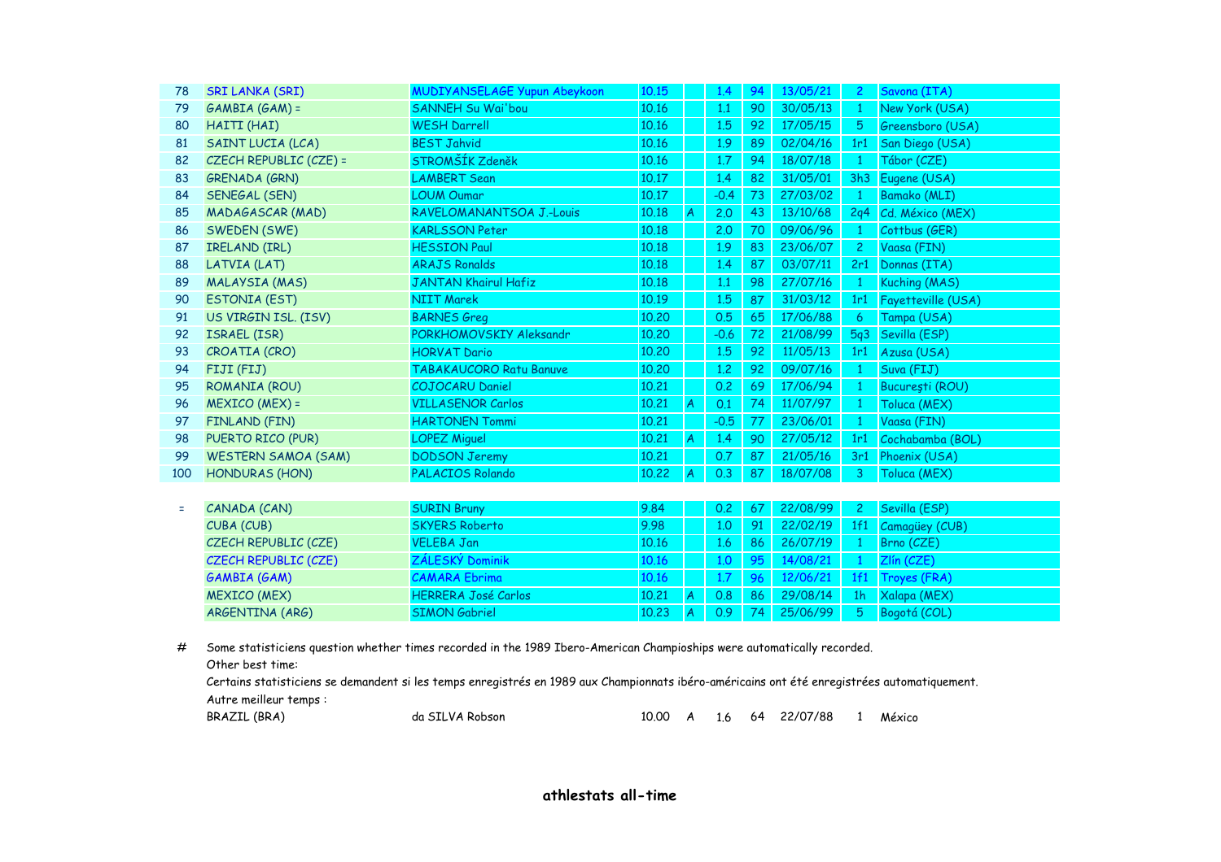| | | | | | | | | | |
|---|---|---|---|---|---|---|---|---|---|
| 78 | SRI LANKA (SRI) | MUDIYANSELAGE Yupun Abeykoon | 10.15 | | 1.4 | 94 | 13/05/21 | 2 | Savona (ITA) |
| 79 | GAMBIA (GAM) = | SANNEH Su Wai'bou | 10.16 | | 1.1 | 90 | 30/05/13 | 1 | New York (USA) |
| 80 | HAITI (HAI) | WESH Darrell | 10.16 | | 1.5 | 92 | 17/05/15 | 5 | Greensboro (USA) |
| 81 | SAINT LUCIA (LCA) | BEST Jahvid | 10.16 | | 1.9 | 89 | 02/04/16 | 1r1 | San Diego (USA) |
| 82 | CZECH REPUBLIC (CZE) = | STROMŠÍK Zdeněk | 10.16 | | 1.7 | 94 | 18/07/18 | 1 | Tábor (CZE) |
| 83 | GRENADA (GRN) | LAMBERT Sean | 10.17 | | 1.4 | 82 | 31/05/01 | 3h3 | Eugene (USA) |
| 84 | SENEGAL (SEN) | LOUM Oumar | 10.17 | | -0.4 | 73 | 27/03/02 | 1 | Bamako (MLI) |
| 85 | MADAGASCAR (MAD) | RAVELOMANANTSOA J.-Louis | 10.18 | A | 2.0 | 43 | 13/10/68 | 2q4 | Cd. México (MEX) |
| 86 | SWEDEN (SWE) | KARLSSON Peter | 10.18 | | 2.0 | 70 | 09/06/96 | 1 | Cottbus (GER) |
| 87 | IRELAND (IRL) | HESSION Paul | 10.18 | | 1.9 | 83 | 23/06/07 | 2 | Vaasa (FIN) |
| 88 | LATVIA (LAT) | ARAJS Ronalds | 10.18 | | 1.4 | 87 | 03/07/11 | 2r1 | Donnas (ITA) |
| 89 | MALAYSIA (MAS) | JANTAN Khairul Hafiz | 10.18 | | 1.1 | 98 | 27/07/16 | 1 | Kuching (MAS) |
| 90 | ESTONIA (EST) | NIIT Marek | 10.19 | | 1.5 | 87 | 31/03/12 | 1r1 | Fayetteville (USA) |
| 91 | US VIRGIN ISL. (ISV) | BARNES Greg | 10.20 | | 0.5 | 65 | 17/06/88 | 6 | Tampa (USA) |
| 92 | ISRAEL (ISR) | PORKHOMOVSKIY Aleksandr | 10.20 | | -0.6 | 72 | 21/08/99 | 5q3 | Sevilla (ESP) |
| 93 | CROATIA (CRO) | HORVAT Dario | 10.20 | | 1.5 | 92 | 11/05/13 | 1r1 | Azusa (USA) |
| 94 | FIJI (FIJ) | TABAKAUCORO Ratu Banuve | 10.20 | | 1.2 | 92 | 09/07/16 | 1 | Suva (FIJ) |
| 95 | ROMANIA (ROU) | COJOCARU Daniel | 10.21 | | 0.2 | 69 | 17/06/94 | 1 | Bucureşti (ROU) |
| 96 | MEXICO (MEX) = | VILLASENOR Carlos | 10.21 | A | 0.1 | 74 | 11/07/97 | 1 | Toluca (MEX) |
| 97 | FINLAND (FIN) | HARTONEN Tommi | 10.21 | | -0.5 | 77 | 23/06/01 | 1 | Vaasa (FIN) |
| 98 | PUERTO RICO (PUR) | LOPEZ Miguel | 10.21 | A | 1.4 | 90 | 27/05/12 | 1r1 | Cochabamba (BOL) |
| 99 | WESTERN SAMOA (SAM) | DODSON Jeremy | 10.21 | | 0.7 | 87 | 21/05/16 | 3r1 | Phoenix (USA) |
| 100 | HONDURAS (HON) | PALACIOS Rolando | 10.22 | A | 0.3 | 87 | 18/07/08 | 3 | Toluca (MEX) |

| | | | | | | | | | |
|---|---|---|---|---|---|---|---|---|---|
| = | CANADA (CAN) | SURIN Bruny | 9.84 | | 0.2 | 67 | 22/08/99 | 2 | Sevilla (ESP) |
| | CUBA (CUB) | SKYERS Roberto | 9.98 | | 1.0 | 91 | 22/02/19 | 1f1 | Camagüey (CUB) |
| | CZECH REPUBLIC (CZE) | VELEBA Jan | 10.16 | | 1.6 | 86 | 26/07/19 | 1 | Brno (CZE) |
| | CZECH REPUBLIC (CZE) | ZÁLESKÝ Dominik | 10.16 | | 1.0 | 95 | 14/08/21 | 1 | Zlín (CZE) |
| | GAMBIA (GAM) | CAMARA Ebrima | 10.16 | | 1.7 | 96 | 12/06/21 | 1f1 | Troyes (FRA) |
| | MEXICO (MEX) | HERRERA José Carlos | 10.21 | A | 0.8 | 86 | 29/08/14 | 1h | Xalapa (MEX) |
| | ARGENTINA (ARG) | SIMON Gabriel | 10.23 | A | 0.9 | 74 | 25/06/99 | 5 | Bogotá (COL) |

\# Some statisticiens question whether times recorded in the 1989 Ibero-American Champioships were automatically recorded.

Other best time:

Certains statisticiens se demandent si les temps enregistrés en 1989 aux Championnats ibéro-américains ont été enregistrées automatiquement.

Autre meilleur temps :

| | | | | | | | | |
|---|---|---|---|---|---|---|---|---|
| BRAZIL (BRA) | da SILVA Robson | 10.00 | A | 1.6 | 64 | 22/07/88 | 1 | México |

**athlestats all-time**